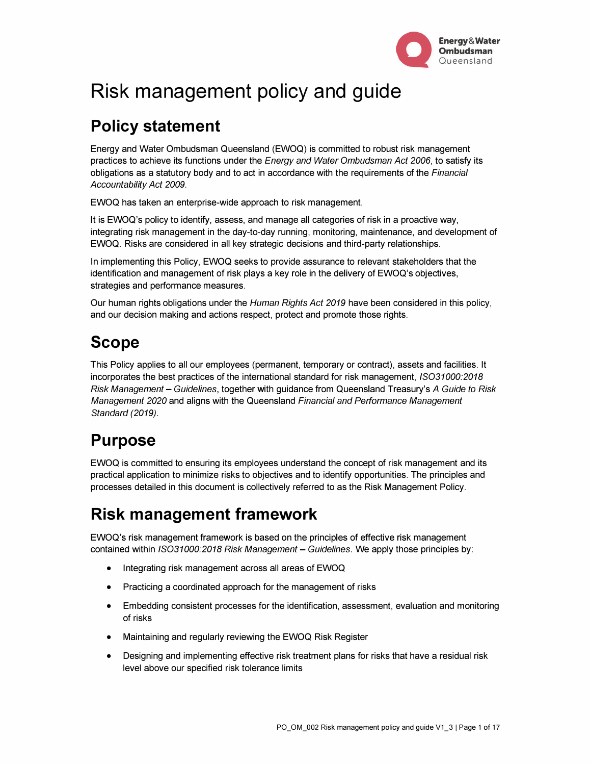# Risk management policy and guide

## Policy statement

Energy and Water Ombudsman Queensland (EWOQ) is committed to robust risk management practices to achieve its functions under the *Energy and Water Ombudsman Act 2006*, to satisfy its obligations as a statutory body and to act in accordance with the requirements of the *Financial Accountability Act 2009*.

EWOQ has taken an enterprise-wide approach to risk management.

It is EWOQ's policy to identify, assess, and manage all categories of risk in a proactive way, integrating risk management in the day-to-day running, monitoring, maintenance, and development of EWOQ. Risks are considered in all key strategic decisions and third-party relationships.

In implementing this Policy, EWOQ seeks to provide assurance to relevant stakeholders that the identification and management of risk plays a key role in the delivery of EWOQ's objectives, strategies and performance measures.

Our human rights obligations under the *Human Rights Act 2019* have been considered in this policy, and our decision making and actions respect, protect and promote those rights.

## Scope

This Policy applies to all our employees (permanent, temporary or contract), assets and facilities. It incorporates the best practices of the international standard for risk management, *ISO31000:2018 Risk Management – Guidelines*, together with guidance from Queensland Treasury's *A Guide to Risk Management 2020* and aligns with the Queensland *Financial and Performance Management Standard (2019)*.

## Purpose

EWOQ is committed to ensuring its employees understand the concept of risk management and its practical application to minimize risks to objectives and to identify opportunities. The principles and processes detailed in this document is collectively referred to as the Risk Management Policy.

## Risk management framework

EWOQ's risk management framework is based on the principles of effective risk management contained within *ISO31000:2018 Risk Management – Guidelines*. We apply those principles by:

- Integrating risk management across all areas of EWOQ
- Practicing a coordinated approach for the management of risks
- Embedding consistent processes for the identification, assessment, evaluation and monitoring of risks
- Maintaining and regularly reviewing the EWOQ Risk Register
- Designing and implementing effective risk treatment plans for risks that have a residual risk level above our specified risk tolerance limits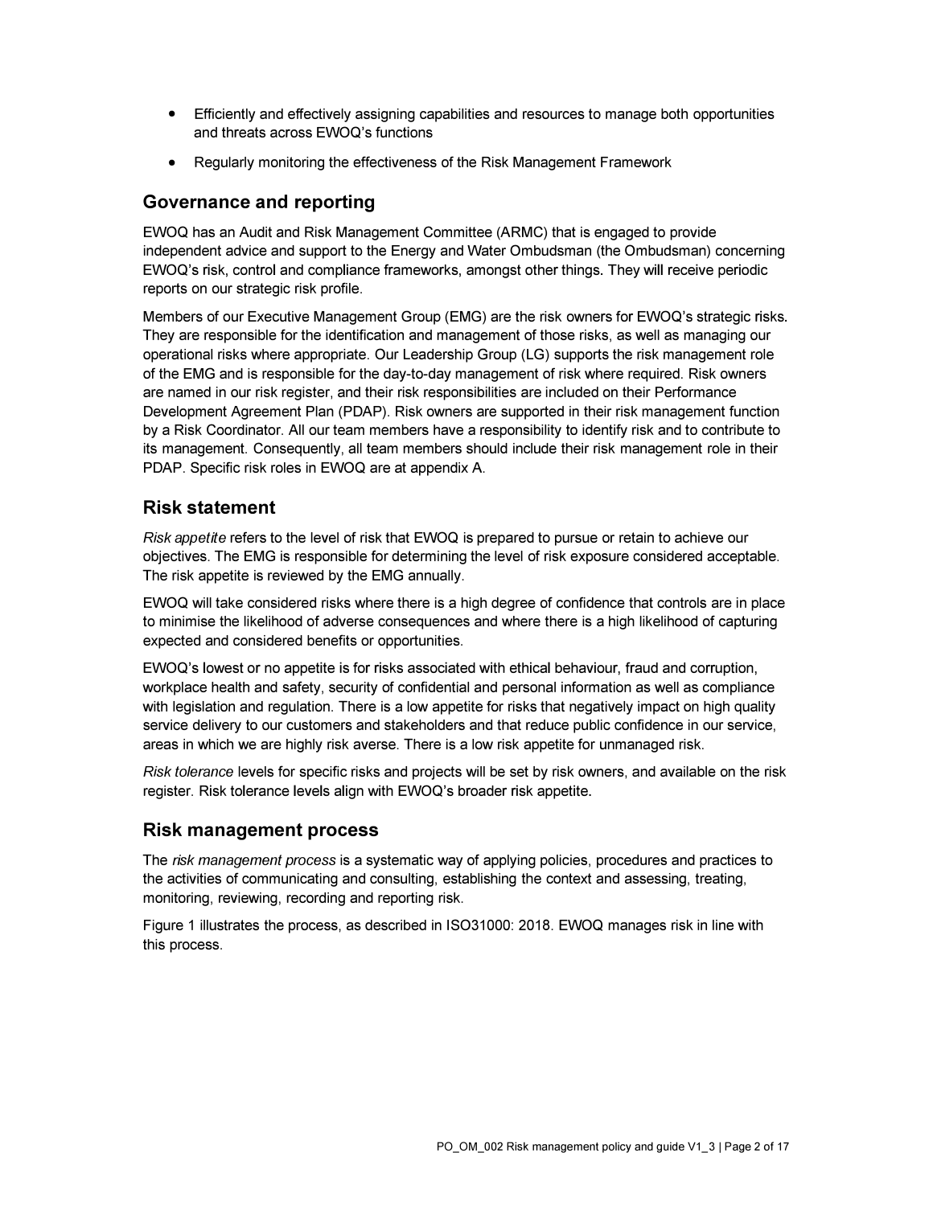- Efficiently and effectively assigning capabilities and resources to manage both opportunities and threats across EWOQ's functions
- Regularly monitoring the effectiveness of the Risk Management Framework

## Governance and reporting

EWOQ has an Audit and Risk Management Committee (ARMC) that is engaged to provide independent advice and support to the Energy and Water Ombudsman (the Ombudsman) concerning EWOQ's risk, control and compliance frameworks, amongst other things. They will receive periodic reports on our strategic risk profile.

Members of our Executive Management Group (EMG) are the risk owners for EWOQ's strategic risks. They are responsible for the identification and management of those risks, as well as managing our operational risks where appropriate. Our Leadership Group (LG) supports the risk management role of the EMG and is responsible for the day-to-day management of risk where required. Risk owners are named in our risk register, and their risk responsibilities are included on their Performance Development Agreement Plan (PDAP). Risk owners are supported in their risk management function by a Risk Coordinator. All our team members have a responsibility to identify risk and to contribute to its management. Consequently, all team members should include their risk management role in their PDAP. Specific risk roles in EWOQ are at appendix A.

## Risk statement

*Risk appetite* refers to the level of risk that EWOQ is prepared to pursue or retain to achieve our objectives. The EMG is responsible for determining the level of risk exposure considered acceptable. The risk appetite is reviewed by the EMG annually.

EWOQ will take considered risks where there is a high degree of confidence that controls are in place to minimise the likelihood of adverse consequences and where there is a high likelihood of capturing expected and considered benefits or opportunities.

EWOQ's lowest or no appetite is for risks associated with ethical behaviour, fraud and corruption, workplace health and safety, security of confidential and personal information as well as compliance with legislation and regulation. There is a low appetite for risks that negatively impact on high quality service delivery to our customers and stakeholders and that reduce public confidence in our service, areas in which we are highly risk averse. There is a low risk appetite for unmanaged risk.

*Risk tolerance* levels for specific risks and projects will be set by risk owners, and available on the risk register. Risk tolerance levels align with EWOQ's broader risk appetite.

## Risk management process

The *risk management process* is a systematic way of applying policies, procedures and practices to the activities of communicating and consulting, establishing the context and assessing, treating, monitoring, reviewing, recording and reporting risk.

Figure 1 illustrates the process, as described in ISO31000: 2018. EWOQ manages risk in line with this process.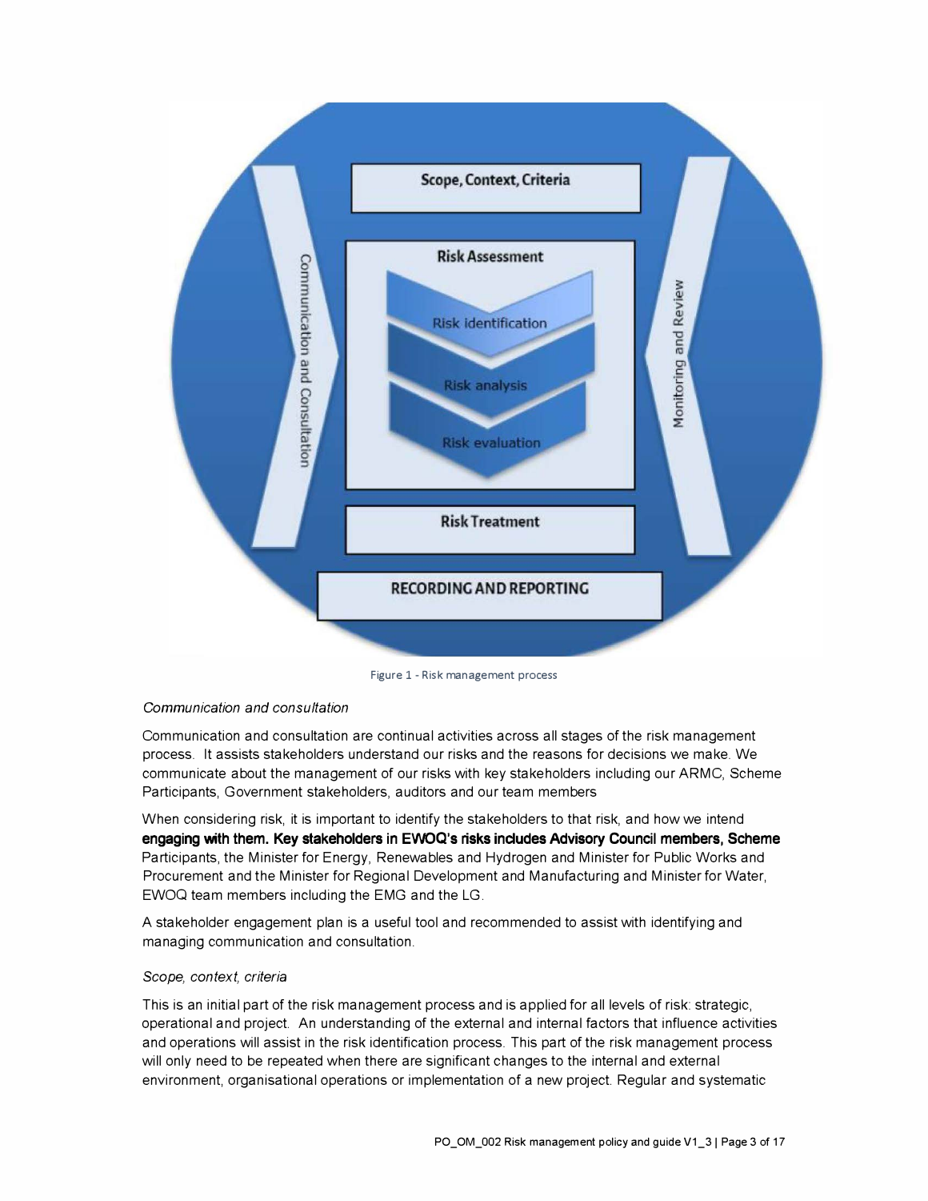Scope, Context, Criteria

Risk Assessment

Risk identification

Risk analysis

Risk evaluation

Risk Treatment

RECORDING AND REPORTING

Communication and Consultation

Monitoring and Review

Figure 1 - Risk management process

*Communication and consultation*

Communication and consultation are continual activities across all stages of the risk management process. It assists stakeholders understand our risks and the reasons for decisions we make. We communicate about the management of our risks with key stakeholders including our ARMC, Scheme Participants, Government stakeholders, auditors and our team members

When considering risk, it is important to identify the stakeholders to that risk, and how we intend **engaging with them. Key stakeholders in EWOQ's risks includes Advisory Council members, Scheme** Participants, the Minister for Energy, Renewables and Hydrogen and Minister for Public Works and Procurement and the Minister for Regional Development and Manufacturing and Minister for Water, EWOQ team members including the EMG and the LG.

A stakeholder engagement plan is a useful tool and recommended to assist with identifying and managing communication and consultation.

*Scope, context, criteria*

This is an initial part of the risk management process and is applied for all levels of risk: strategic, operational and project. An understanding of the external and internal factors that influence activities and operations will assist in the risk identification process. This part of the risk management process will only need to be repeated when there are significant changes to the internal and external environment, organisational operations or implementation of a new project. Regular and systematic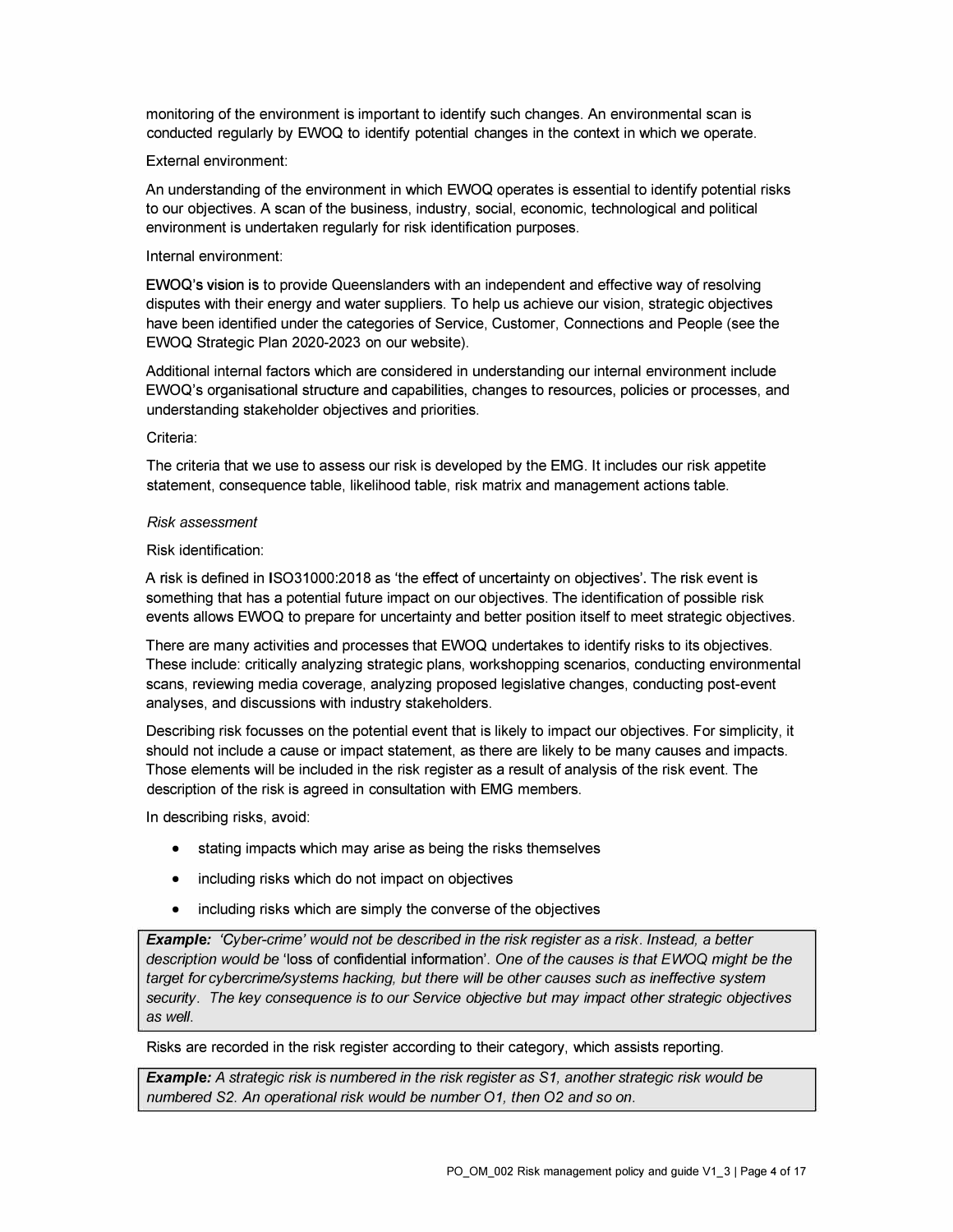monitoring of the environment is important to identify such changes. An environmental scan is conducted regularly by EWOQ to identify potential changes in the context in which we operate.

External environment:

An understanding of the environment in which EWOQ operates is essential to identify potential risks to our objectives. A scan of the business, industry, social, economic, technological and political environment is undertaken regularly for risk identification purposes.

Internal environment:

EWOQ's vision is to provide Queenslanders with an independent and effective way of resolving disputes with their energy and water suppliers. To help us achieve our vision, strategic objectives have been identified under the categories of Service, Customer, Connections and People (see the EWOQ Strategic Plan 2020-2023 on our website).

Additional internal factors which are considered in understanding our internal environment include EWOQ's organisational structure and capabilities, changes to resources, policies or processes, and understanding stakeholder objectives and priorities.

Criteria:

The criteria that we use to assess our risk is developed by the EMG. It includes our risk appetite statement, consequence table, likelihood table, risk matrix and management actions table.

*Risk assessment*

Risk identification:

A risk is defined in ISO31000:2018 as 'the effect of uncertainty on objectives'. The risk event is something that has a potential future impact on our objectives. The identification of possible risk events allows EWOQ to prepare for uncertainty and better position itself to meet strategic objectives.

There are many activities and processes that EWOQ undertakes to identify risks to its objectives. These include: critically analyzing strategic plans, workshopping scenarios, conducting environmental scans, reviewing media coverage, analyzing proposed legislative changes, conducting post-event analyses, and discussions with industry stakeholders.

Describing risk focusses on the potential event that is likely to impact our objectives. For simplicity, it should not include a cause or impact statement, as there are likely to be many causes and impacts. Those elements will be included in the risk register as a result of analysis of the risk event. The description of the risk is agreed in consultation with EMG members.

In describing risks, avoid:

- stating impacts which may arise as being the risks themselves
- including risks which do not impact on objectives
- including risks which are simply the converse of the objectives

> ***Example:*** *'Cyber-crime' would not be described in the risk register as a risk. Instead, a better description would be* 'loss of confidential information'. *One of the causes is that EWOQ might be the target for cybercrime/systems hacking, but there will be other causes such as ineffective system security. The key consequence is to our Service objective but may impact other strategic objectives as well.*

Risks are recorded in the risk register according to their category, which assists reporting.

> ***Example:*** *A strategic risk is numbered in the risk register as S1, another strategic risk would be numbered S2. An operational risk would be number O1, then O2 and so on.*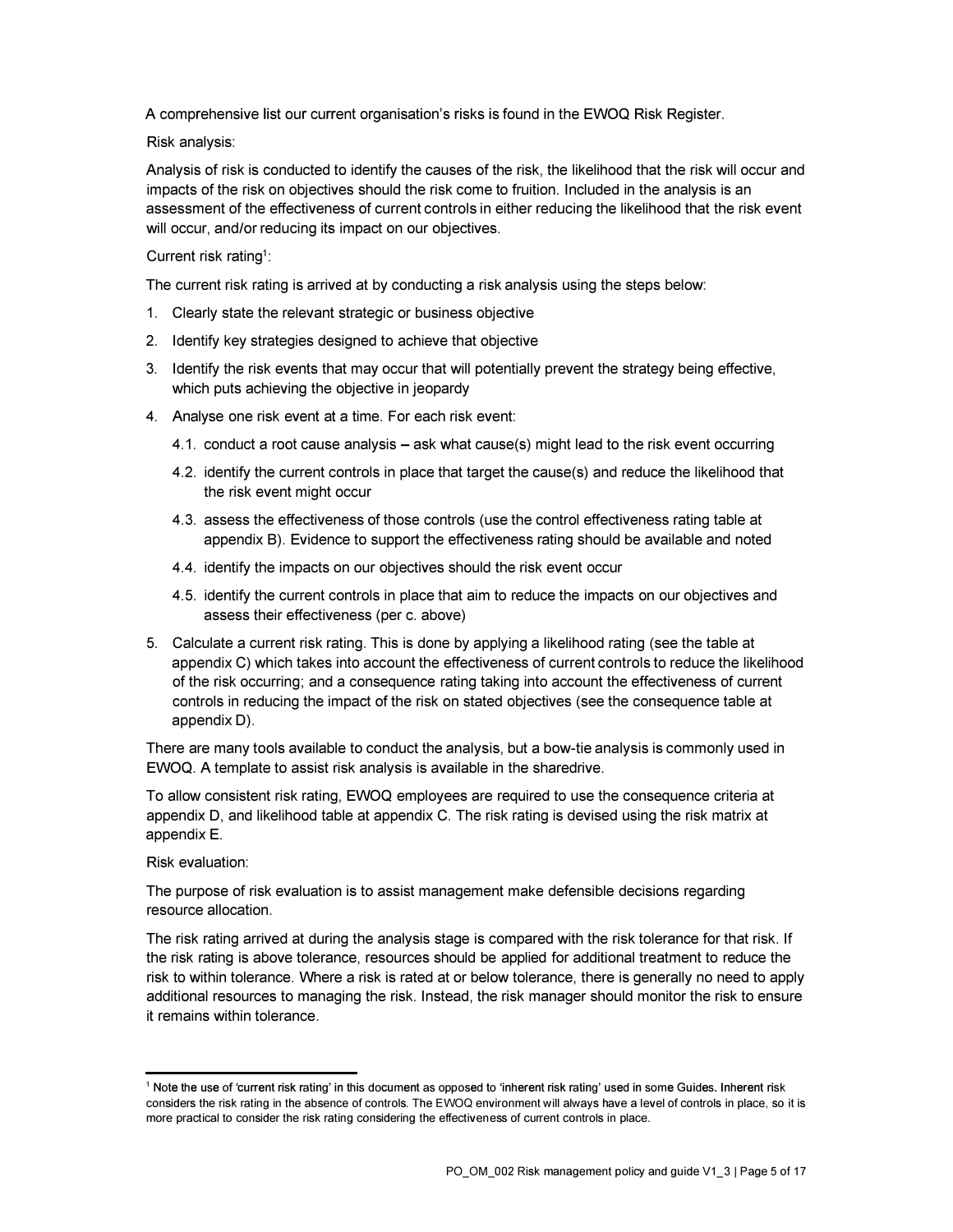A comprehensive list our current organisation's risks is found in the EWOQ Risk Register.

Risk analysis:

Analysis of risk is conducted to identify the causes of the risk, the likelihood that the risk will occur and impacts of the risk on objectives should the risk come to fruition. Included in the analysis is an assessment of the effectiveness of current controls in either reducing the likelihood that the risk event will occur, and/or reducing its impact on our objectives.

Current risk rating[1]:

The current risk rating is arrived at by conducting a risk analysis using the steps below:

1. Clearly state the relevant strategic or business objective
2. Identify key strategies designed to achieve that objective
3. Identify the risk events that may occur that will potentially prevent the strategy being effective, which puts achieving the objective in jeopardy
4. Analyse one risk event at a time. For each risk event:
   - 4.1. conduct a root cause analysis – ask what cause(s) might lead to the risk event occurring
   - 4.2. identify the current controls in place that target the cause(s) and reduce the likelihood that the risk event might occur
   - 4.3. assess the effectiveness of those controls (use the control effectiveness rating table at appendix B). Evidence to support the effectiveness rating should be available and noted
   - 4.4. identify the impacts on our objectives should the risk event occur
   - 4.5. identify the current controls in place that aim to reduce the impacts on our objectives and assess their effectiveness (per c. above)
5. Calculate a current risk rating. This is done by applying a likelihood rating (see the table at appendix C) which takes into account the effectiveness of current controls to reduce the likelihood of the risk occurring; and a consequence rating taking into account the effectiveness of current controls in reducing the impact of the risk on stated objectives (see the consequence table at appendix D).

There are many tools available to conduct the analysis, but a bow-tie analysis is commonly used in EWOQ. A template to assist risk analysis is available in the sharedrive.

To allow consistent risk rating, EWOQ employees are required to use the consequence criteria at appendix D, and likelihood table at appendix C. The risk rating is devised using the risk matrix at appendix E.

Risk evaluation:

The purpose of risk evaluation is to assist management make defensible decisions regarding resource allocation.

The risk rating arrived at during the analysis stage is compared with the risk tolerance for that risk. If the risk rating is above tolerance, resources should be applied for additional treatment to reduce the risk to within tolerance. Where a risk is rated at or below tolerance, there is generally no need to apply additional resources to managing the risk. Instead, the risk manager should monitor the risk to ensure it remains within tolerance.

---

[1] Note the use of 'current risk rating' in this document as opposed to 'inherent risk rating' used in some Guides. Inherent risk considers the risk rating in the absence of controls. The EWOQ environment will always have a level of controls in place, so it is more practical to consider the risk rating considering the effectiveness of current controls in place.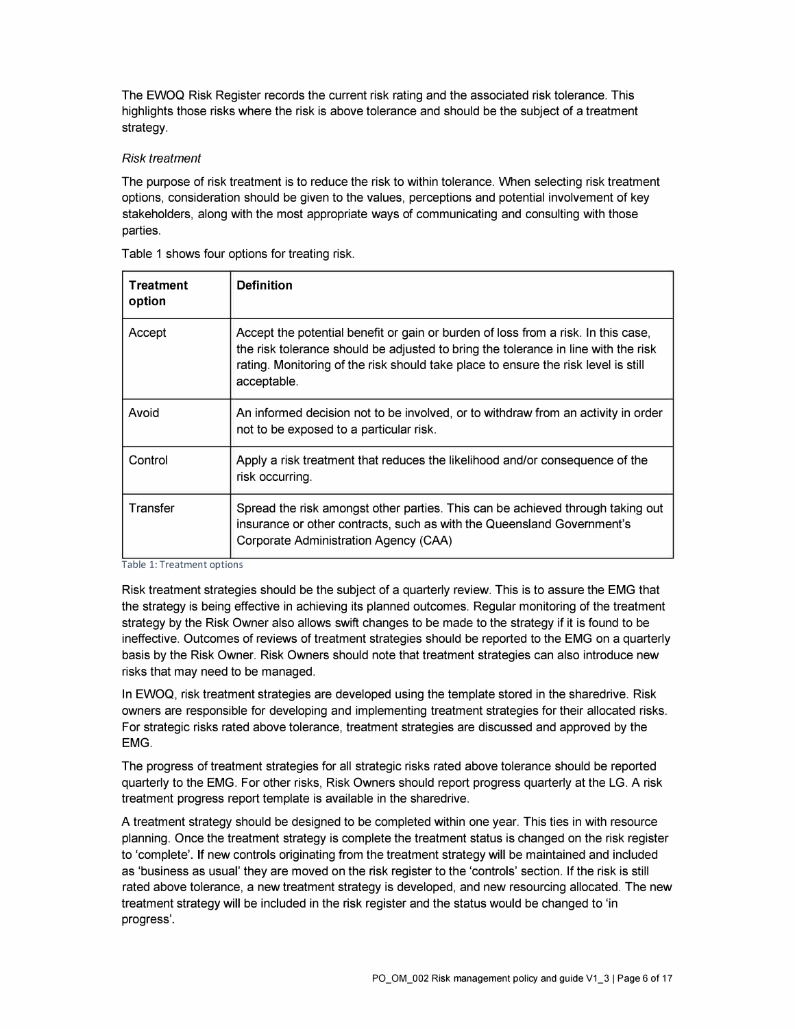The EWOQ Risk Register records the current risk rating and the associated risk tolerance. This highlights those risks where the risk is above tolerance and should be the subject of a treatment strategy.

*Risk treatment*

The purpose of risk treatment is to reduce the risk to within tolerance. When selecting risk treatment options, consideration should be given to the values, perceptions and potential involvement of key stakeholders, along with the most appropriate ways of communicating and consulting with those parties.

Table 1 shows four options for treating risk.

| Treatment option | Definition |
|---|---|
| Accept | Accept the potential benefit or gain or burden of loss from a risk. In this case, the risk tolerance should be adjusted to bring the tolerance in line with the risk rating. Monitoring of the risk should take place to ensure the risk level is still acceptable. |
| Avoid | An informed decision not to be involved, or to withdraw from an activity in order not to be exposed to a particular risk. |
| Control | Apply a risk treatment that reduces the likelihood and/or consequence of the risk occurring. |
| Transfer | Spread the risk amongst other parties. This can be achieved through taking out insurance or other contracts, such as with the Queensland Government's Corporate Administration Agency (CAA) |

Table 1: Treatment options

Risk treatment strategies should be the subject of a quarterly review. This is to assure the EMG that the strategy is being effective in achieving its planned outcomes. Regular monitoring of the treatment strategy by the Risk Owner also allows swift changes to be made to the strategy if it is found to be ineffective. Outcomes of reviews of treatment strategies should be reported to the EMG on a quarterly basis by the Risk Owner. Risk Owners should note that treatment strategies can also introduce new risks that may need to be managed.

In EWOQ, risk treatment strategies are developed using the template stored in the sharedrive. Risk owners are responsible for developing and implementing treatment strategies for their allocated risks. For strategic risks rated above tolerance, treatment strategies are discussed and approved by the EMG.

The progress of treatment strategies for all strategic risks rated above tolerance should be reported quarterly to the EMG. For other risks, Risk Owners should report progress quarterly at the LG. A risk treatment progress report template is available in the sharedrive.

A treatment strategy should be designed to be completed within one year. This ties in with resource planning. Once the treatment strategy is complete the treatment status is changed on the risk register to 'complete'. If new controls originating from the treatment strategy will be maintained and included as 'business as usual' they are moved on the risk register to the 'controls' section. If the risk is still rated above tolerance, a new treatment strategy is developed, and new resourcing allocated. The new treatment strategy will be included in the risk register and the status would be changed to 'in progress'.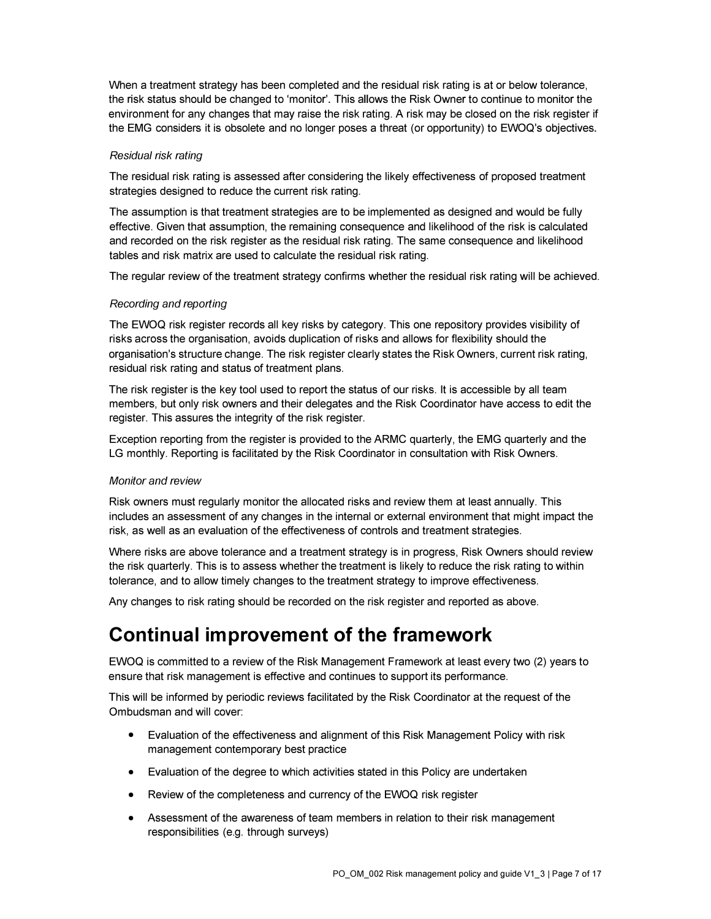When a treatment strategy has been completed and the residual risk rating is at or below tolerance, the risk status should be changed to 'monitor'. This allows the Risk Owner to continue to monitor the environment for any changes that may raise the risk rating. A risk may be closed on the risk register if the EMG considers it is obsolete and no longer poses a threat (or opportunity) to EWOQ's objectives.

*Residual risk rating*

The residual risk rating is assessed after considering the likely effectiveness of proposed treatment strategies designed to reduce the current risk rating.

The assumption is that treatment strategies are to be implemented as designed and would be fully effective. Given that assumption, the remaining consequence and likelihood of the risk is calculated and recorded on the risk register as the residual risk rating. The same consequence and likelihood tables and risk matrix are used to calculate the residual risk rating.

The regular review of the treatment strategy confirms whether the residual risk rating will be achieved.

*Recording and reporting*

The EWOQ risk register records all key risks by category. This one repository provides visibility of risks across the organisation, avoids duplication of risks and allows for flexibility should the organisation's structure change. The risk register clearly states the Risk Owners, current risk rating, residual risk rating and status of treatment plans.

The risk register is the key tool used to report the status of our risks. It is accessible by all team members, but only risk owners and their delegates and the Risk Coordinator have access to edit the register. This assures the integrity of the risk register.

Exception reporting from the register is provided to the ARMC quarterly, the EMG quarterly and the LG monthly. Reporting is facilitated by the Risk Coordinator in consultation with Risk Owners.

*Monitor and review*

Risk owners must regularly monitor the allocated risks and review them at least annually. This includes an assessment of any changes in the internal or external environment that might impact the risk, as well as an evaluation of the effectiveness of controls and treatment strategies.

Where risks are above tolerance and a treatment strategy is in progress, Risk Owners should review the risk quarterly. This is to assess whether the treatment is likely to reduce the risk rating to within tolerance, and to allow timely changes to the treatment strategy to improve effectiveness.

Any changes to risk rating should be recorded on the risk register and reported as above.

# Continual improvement of the framework

EWOQ is committed to a review of the Risk Management Framework at least every two (2) years to ensure that risk management is effective and continues to support its performance.

This will be informed by periodic reviews facilitated by the Risk Coordinator at the request of the Ombudsman and will cover:

- Evaluation of the effectiveness and alignment of this Risk Management Policy with risk management contemporary best practice
- Evaluation of the degree to which activities stated in this Policy are undertaken
- Review of the completeness and currency of the EWOQ risk register
- Assessment of the awareness of team members in relation to their risk management responsibilities (e.g. through surveys)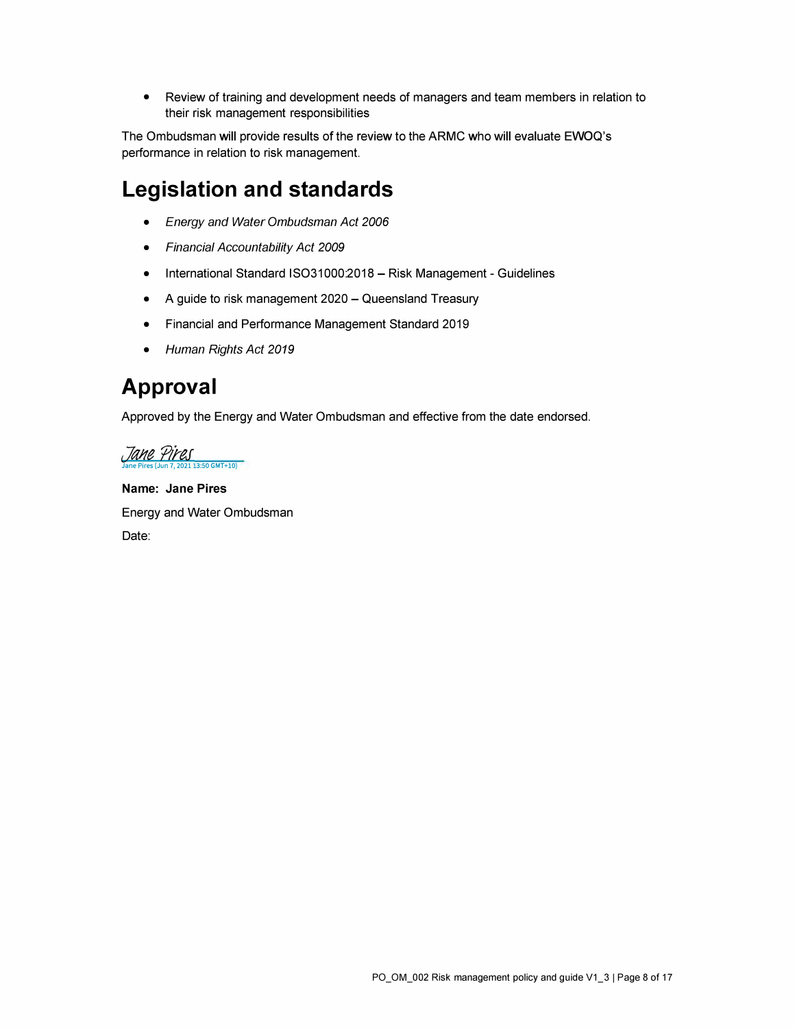- Review of training and development needs of managers and team members in relation to their risk management responsibilities

The Ombudsman will provide results of the review to the ARMC who will evaluate EWOQ's performance in relation to risk management.

# Legislation and standards

- *Energy and Water Ombudsman Act 2006*
- *Financial Accountability Act 2009*
- International Standard ISO31000:2018 – Risk Management - Guidelines
- A guide to risk management 2020 – Queensland Treasury
- Financial and Performance Management Standard 2019
- *Human Rights Act 2019*

# Approval

Approved by the Energy and Water Ombudsman and effective from the date endorsed.

Jane Pires
Jane Pires (Jun 7, 2021 13:50 GMT+10)

**Name: Jane Pires**

Energy and Water Ombudsman

Date: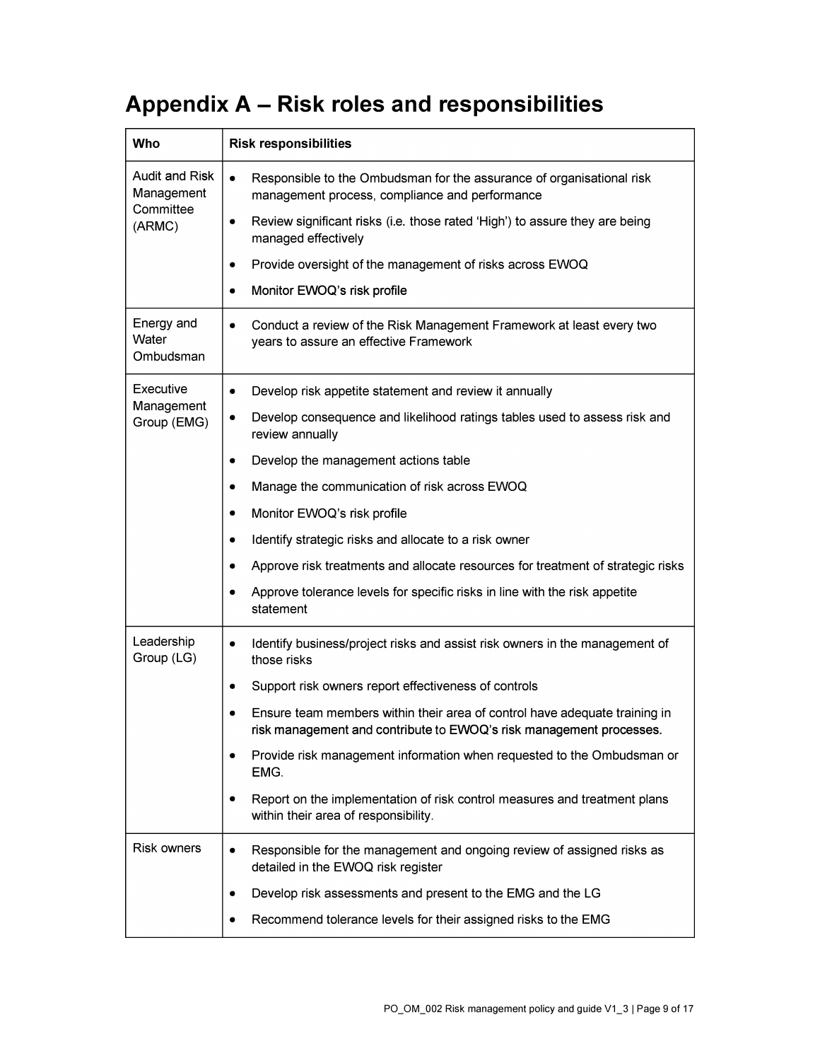# Appendix A – Risk roles and responsibilities

| Who | Risk responsibilities |
|---|---|
| Audit and Risk Management Committee (ARMC) | • Responsible to the Ombudsman for the assurance of organisational risk management process, compliance and performance<br>• Review significant risks (i.e. those rated 'High') to assure they are being managed effectively<br>• Provide oversight of the management of risks across EWOQ<br>• Monitor EWOQ's risk profile |
| Energy and Water Ombudsman | • Conduct a review of the Risk Management Framework at least every two years to assure an effective Framework |
| Executive Management Group (EMG) | • Develop risk appetite statement and review it annually<br>• Develop consequence and likelihood ratings tables used to assess risk and review annually<br>• Develop the management actions table<br>• Manage the communication of risk across EWOQ<br>• Monitor EWOQ's risk profile<br>• Identify strategic risks and allocate to a risk owner<br>• Approve risk treatments and allocate resources for treatment of strategic risks<br>• Approve tolerance levels for specific risks in line with the risk appetite statement |
| Leadership Group (LG) | • Identify business/project risks and assist risk owners in the management of those risks<br>• Support risk owners report effectiveness of controls<br>• Ensure team members within their area of control have adequate training in risk management and contribute to EWOQ's risk management processes.<br>• Provide risk management information when requested to the Ombudsman or EMG.<br>• Report on the implementation of risk control measures and treatment plans within their area of responsibility. |
| Risk owners | • Responsible for the management and ongoing review of assigned risks as detailed in the EWOQ risk register<br>• Develop risk assessments and present to the EMG and the LG<br>• Recommend tolerance levels for their assigned risks to the EMG |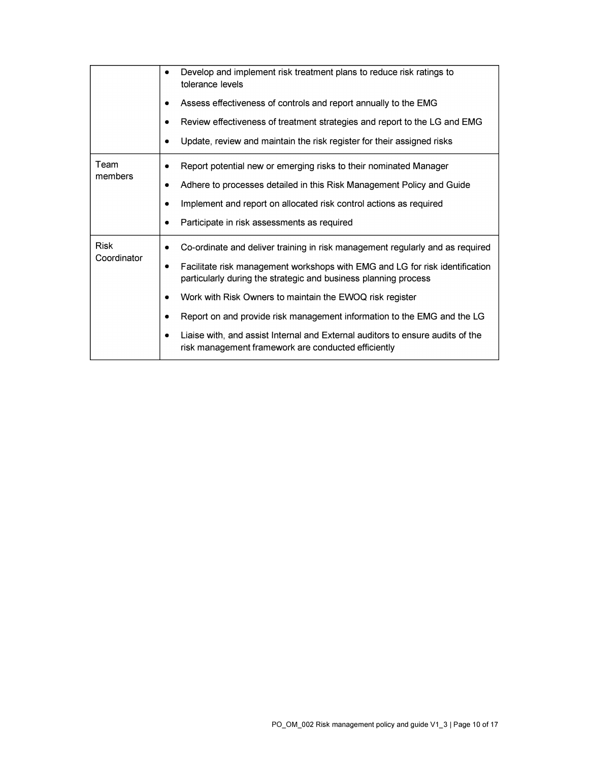| | |
|---|---|
| | • Develop and implement risk treatment plans to reduce risk ratings to tolerance levels<br>• Assess effectiveness of controls and report annually to the EMG<br>• Review effectiveness of treatment strategies and report to the LG and EMG<br>• Update, review and maintain the risk register for their assigned risks |
| Team members | • Report potential new or emerging risks to their nominated Manager<br>• Adhere to processes detailed in this Risk Management Policy and Guide<br>• Implement and report on allocated risk control actions as required<br>• Participate in risk assessments as required |
| Risk Coordinator | • Co-ordinate and deliver training in risk management regularly and as required<br>• Facilitate risk management workshops with EMG and LG for risk identification particularly during the strategic and business planning process<br>• Work with Risk Owners to maintain the EWOQ risk register<br>• Report on and provide risk management information to the EMG and the LG<br>• Liaise with, and assist Internal and External auditors to ensure audits of the risk management framework are conducted efficiently |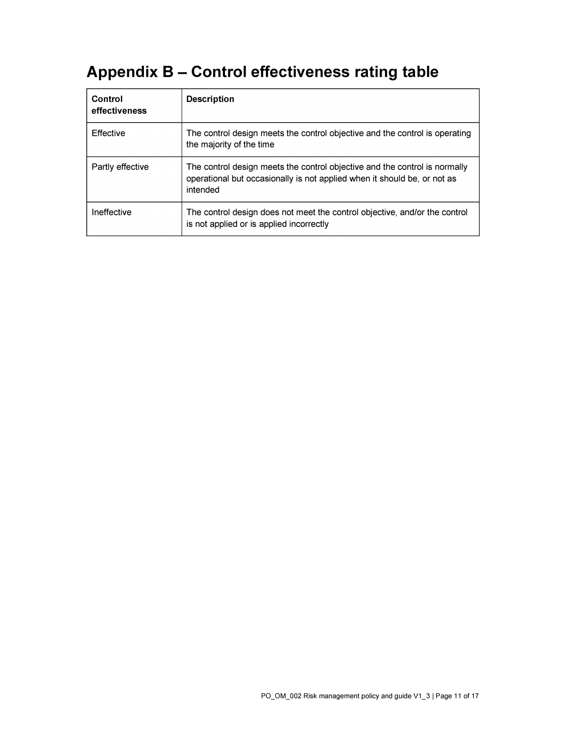# Appendix B – Control effectiveness rating table

| Control effectiveness | Description |
|---|---|
| Effective | The control design meets the control objective and the control is operating the majority of the time |
| Partly effective | The control design meets the control objective and the control is normally operational but occasionally is not applied when it should be, or not as intended |
| Ineffective | The control design does not meet the control objective, and/or the control is not applied or is applied incorrectly |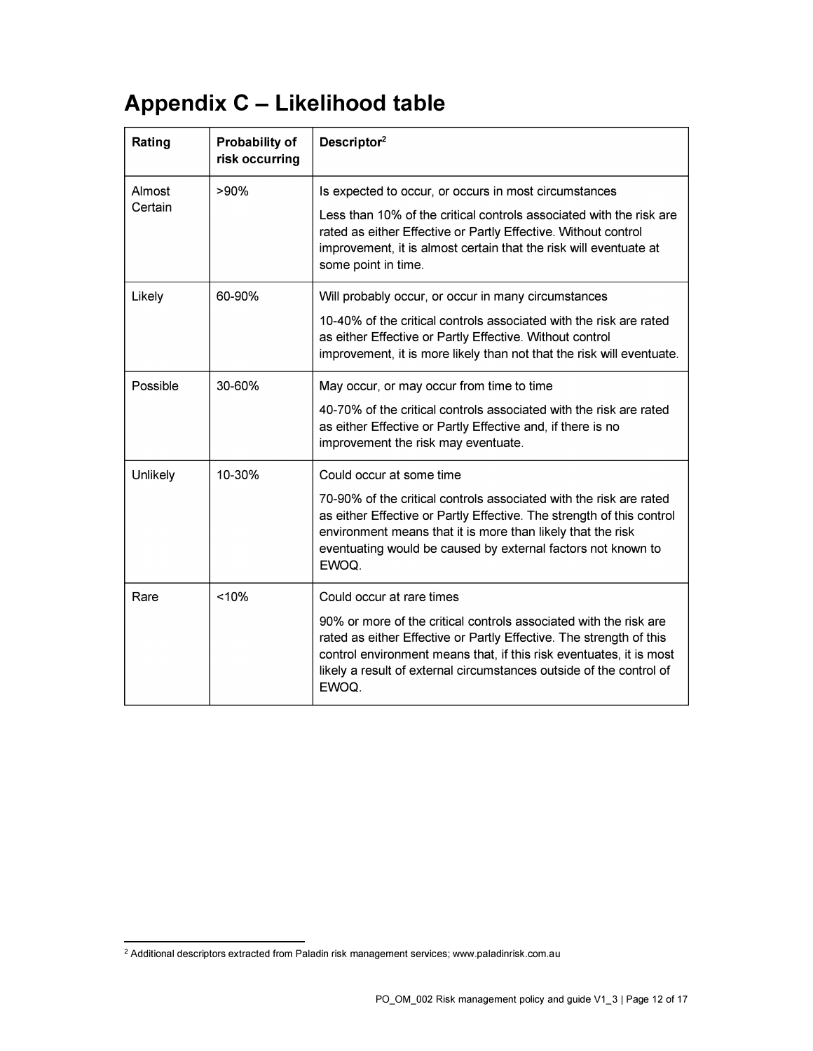# Appendix C – Likelihood table

| Rating | Probability of risk occurring | Descriptor[2] |
|---|---|---|
| Almost Certain | >90% | Is expected to occur, or occurs in most circumstances<br>Less than 10% of the critical controls associated with the risk are rated as either Effective or Partly Effective. Without control improvement, it is almost certain that the risk will eventuate at some point in time. |
| Likely | 60-90% | Will probably occur, or occur in many circumstances<br>10-40% of the critical controls associated with the risk are rated as either Effective or Partly Effective. Without control improvement, it is more likely than not that the risk will eventuate. |
| Possible | 30-60% | May occur, or may occur from time to time<br>40-70% of the critical controls associated with the risk are rated as either Effective or Partly Effective and, if there is no improvement the risk may eventuate. |
| Unlikely | 10-30% | Could occur at some time<br>70-90% of the critical controls associated with the risk are rated as either Effective or Partly Effective. The strength of this control environment means that it is more than likely that the risk eventuating would be caused by external factors not known to EWOQ. |
| Rare | <10% | Could occur at rare times<br>90% or more of the critical controls associated with the risk are rated as either Effective or Partly Effective. The strength of this control environment means that, if this risk eventuates, it is most likely a result of external circumstances outside of the control of EWOQ. |

[2] Additional descriptors extracted from Paladin risk management services; www.paladinrisk.com.au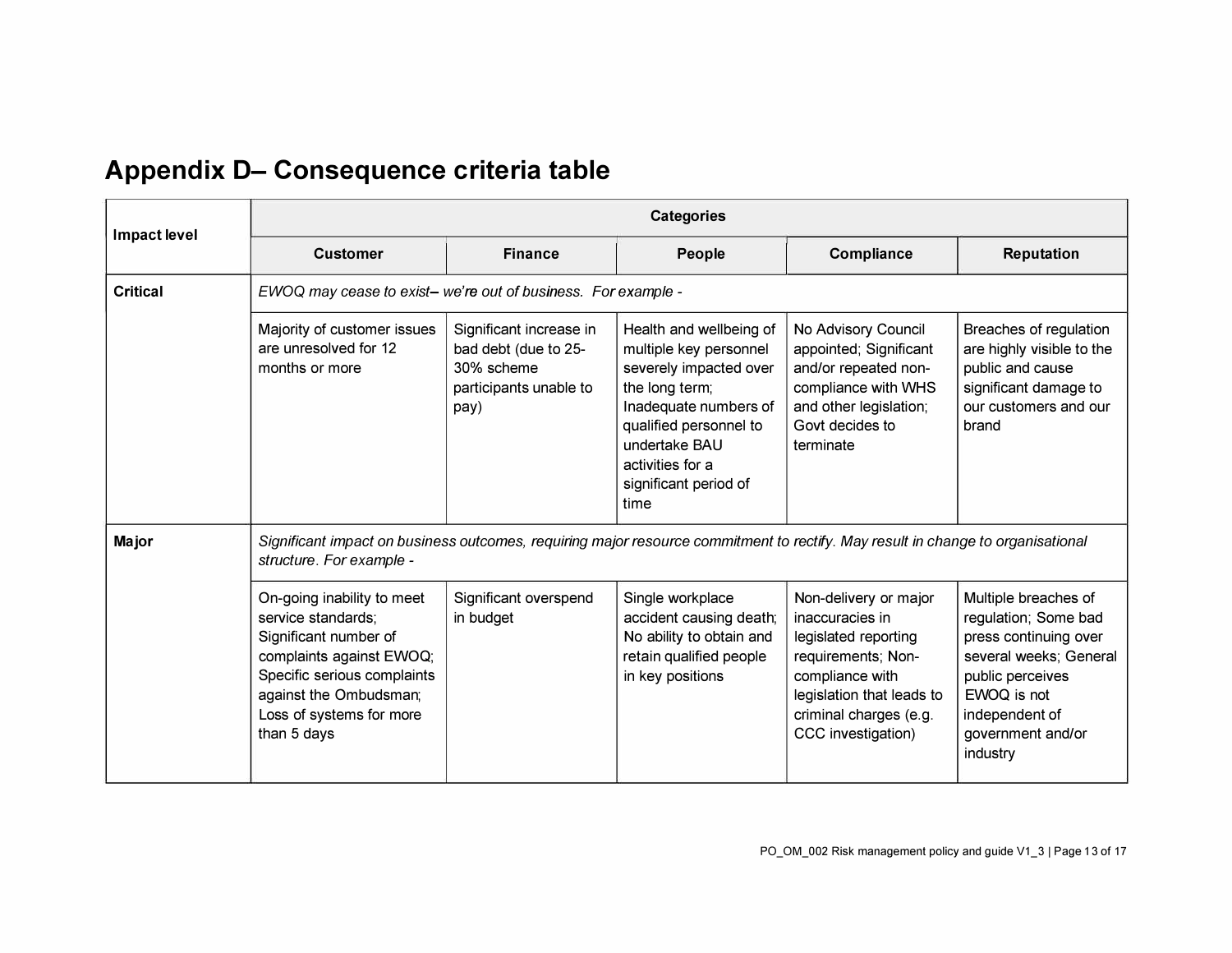## Appendix D– Consequence criteria table

| Impact level | Categories | | | | |
|---|---|---|---|---|---|
| | **Customer** | **Finance** | **People** | **Compliance** | **Reputation** |
| **Critical** | *EWOQ may cease to exist– we're out of business. For example -* | | | | |
| | Majority of customer issues are unresolved for 12 months or more | Significant increase in bad debt (due to 25-30% scheme participants unable to pay) | Health and wellbeing of multiple key personnel severely impacted over the long term; Inadequate numbers of qualified personnel to undertake BAU activities for a significant period of time | No Advisory Council appointed; Significant and/or repeated non-compliance with WHS and other legislation; Govt decides to terminate | Breaches of regulation are highly visible to the public and cause significant damage to our customers and our brand |
| **Major** | *Significant impact on business outcomes, requiring major resource commitment to rectify. May result in change to organisational structure. For example -* | | | | |
| | On-going inability to meet service standards; Significant number of complaints against EWOQ; Specific serious complaints against the Ombudsman; Loss of systems for more than 5 days | Significant overspend in budget | Single workplace accident causing death; No ability to obtain and retain qualified people in key positions | Non-delivery or major inaccuracies in legislated reporting requirements; Non-compliance with legislation that leads to criminal charges (e.g. CCC investigation) | Multiple breaches of regulation; Some bad press continuing over several weeks; General public perceives EWOQ is not independent of government and/or industry |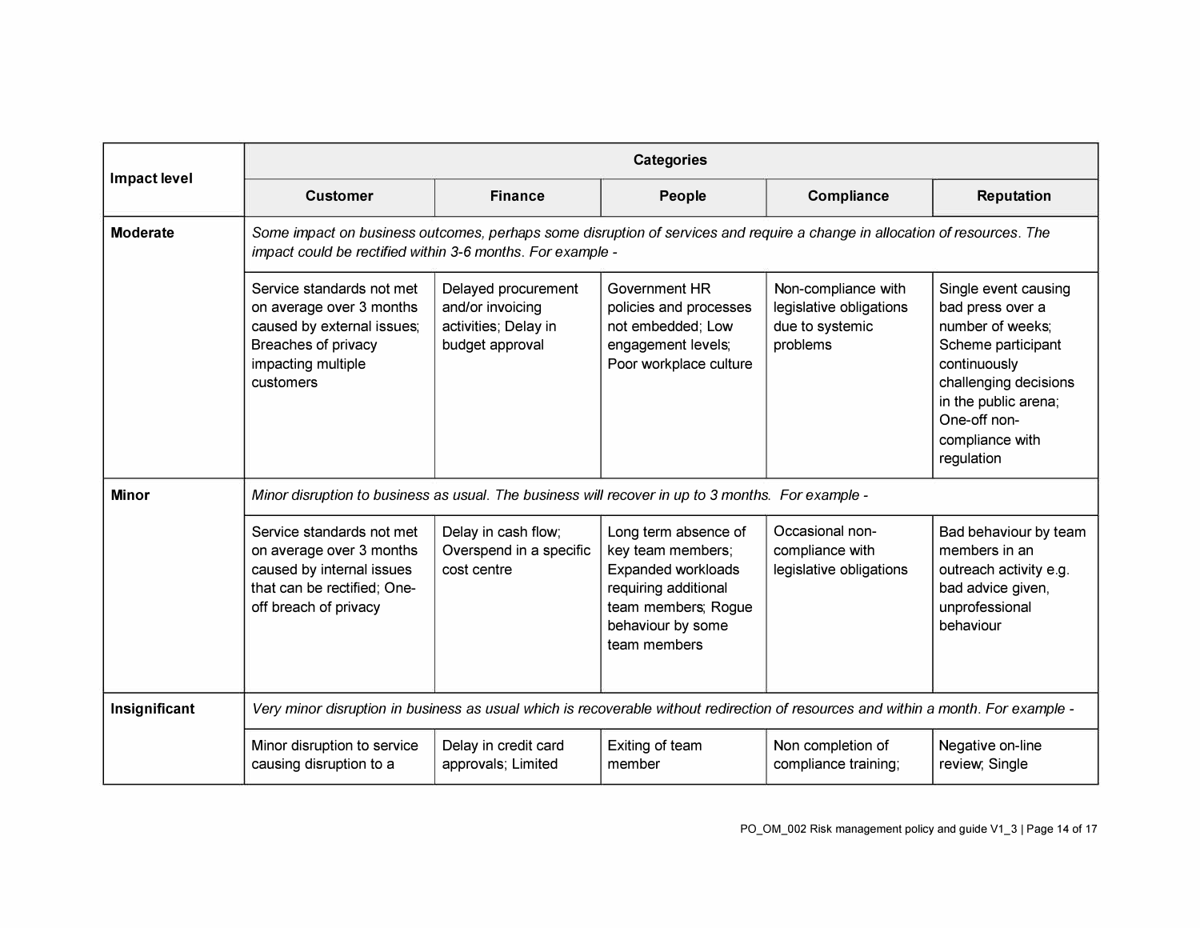| Impact level | Categories | | | | |
|---|---|---|---|---|---|
| | **Customer** | **Finance** | **People** | **Compliance** | **Reputation** |
| **Moderate** | *Some impact on business outcomes, perhaps some disruption of services and require a change in allocation of resources. The impact could be rectified within 3-6 months. For example -* | | | | |
| | Service standards not met on average over 3 months caused by external issues; Breaches of privacy impacting multiple customers | Delayed procurement and/or invoicing activities; Delay in budget approval | Government HR policies and processes not embedded; Low engagement levels; Poor workplace culture | Non-compliance with legislative obligations due to systemic problems | Single event causing bad press over a number of weeks; Scheme participant continuously challenging decisions in the public arena; One-off non-compliance with regulation |
| **Minor** | *Minor disruption to business as usual. The business will recover in up to 3 months. For example -* | | | | |
| | Service standards not met on average over 3 months caused by internal issues that can be rectified; One-off breach of privacy | Delay in cash flow; Overspend in a specific cost centre | Long term absence of key team members; Expanded workloads requiring additional team members; Rogue behaviour by some team members | Occasional non-compliance with legislative obligations | Bad behaviour by team members in an outreach activity e.g. bad advice given, unprofessional behaviour |
| **Insignificant** | *Very minor disruption in business as usual which is recoverable without redirection of resources and within a month. For example -* | | | | |
| | Minor disruption to service causing disruption to a | Delay in credit card approvals; Limited | Exiting of team member | Non completion of compliance training; | Negative on-line review; Single |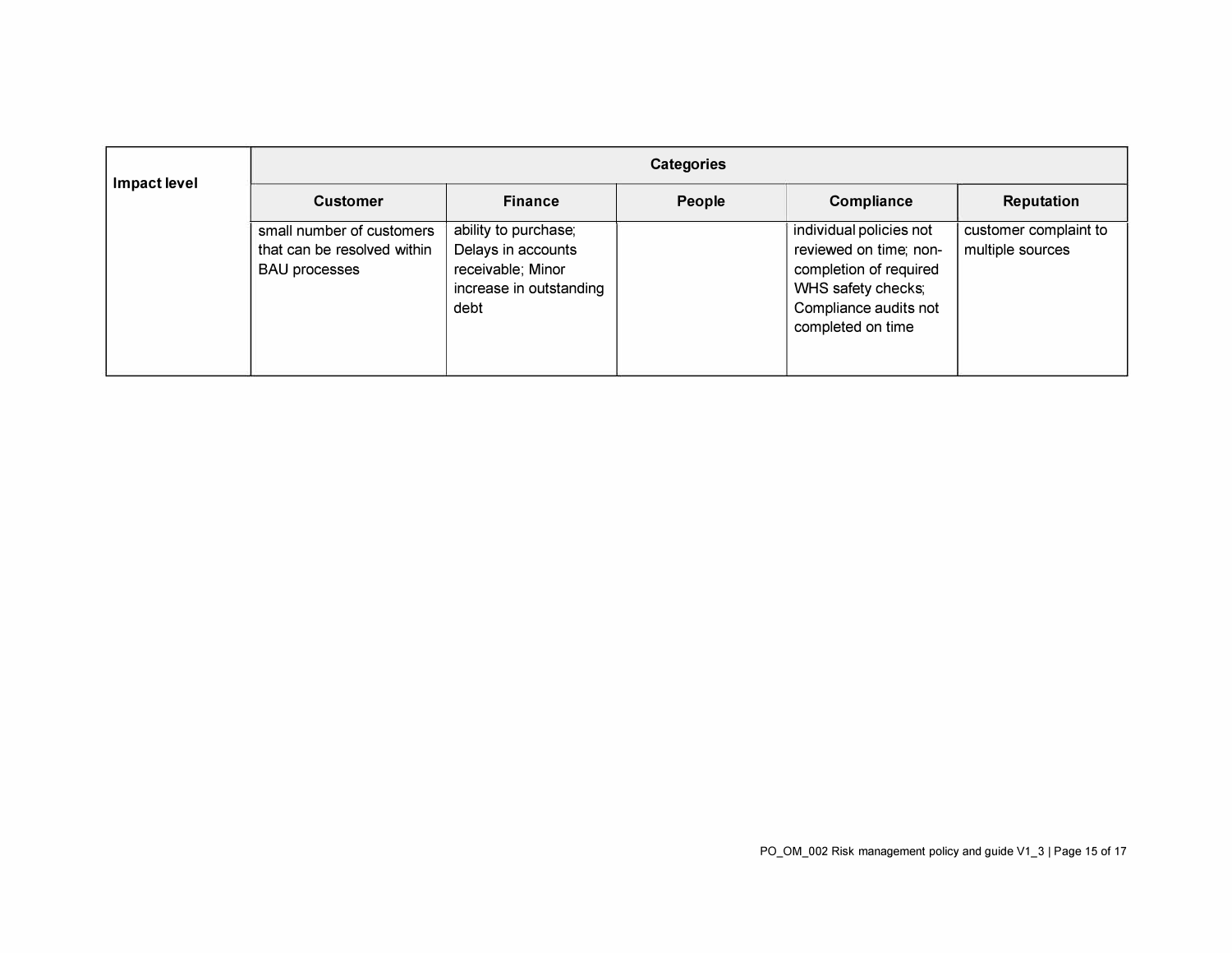| Impact level | Categories | | | | |
|---|---|---|---|---|---|
| | **Customer** | **Finance** | **People** | **Compliance** | **Reputation** |
| | small number of customers that can be resolved within BAU processes | ability to purchase; Delays in accounts receivable; Minor increase in outstanding debt | | individual policies not reviewed on time; non-completion of required WHS safety checks; Compliance audits not completed on time | customer complaint to multiple sources |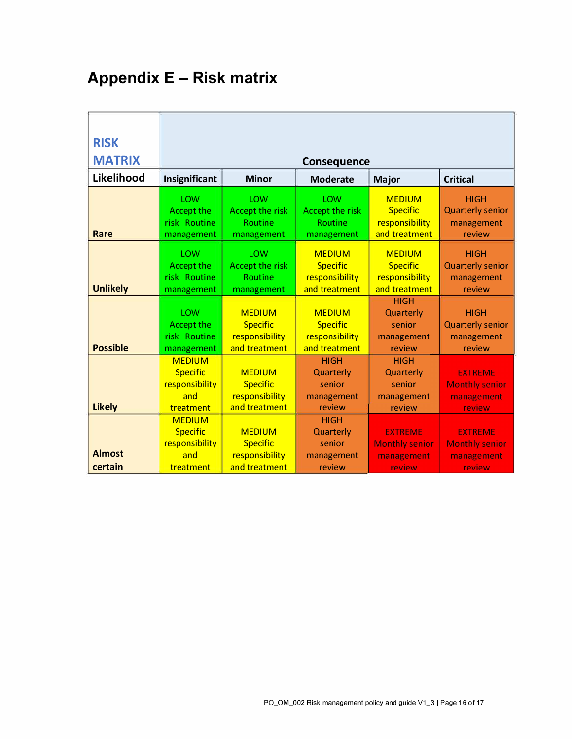# Appendix E – Risk matrix

| RISK MATRIX | Consequence | | | | |
|---|---|---|---|---|---|
| **Likelihood** | **Insignificant** | **Minor** | **Moderate** | **Major** | **Critical** |
| **Rare** | LOW Accept the risk Routine management | LOW Accept the risk Routine management | LOW Accept the risk Routine management | MEDIUM Specific responsibility and treatment | HIGH Quarterly senior management review |
| **Unlikely** | LOW Accept the risk Routine management | LOW Accept the risk Routine management | MEDIUM Specific responsibility and treatment | MEDIUM Specific responsibility and treatment | HIGH Quarterly senior management review |
| **Possible** | LOW Accept the risk Routine management | MEDIUM Specific responsibility and treatment | MEDIUM Specific responsibility and treatment | HIGH Quarterly senior management review | HIGH Quarterly senior management review |
| **Likely** | MEDIUM Specific responsibility and treatment | MEDIUM Specific responsibility and treatment | HIGH Quarterly senior management review | HIGH Quarterly senior management review | EXTREME Monthly senior management review |
| **Almost certain** | MEDIUM Specific responsibility and treatment | MEDIUM Specific responsibility and treatment | HIGH Quarterly senior management review | EXTREME Monthly senior management review | EXTREME Monthly senior management review |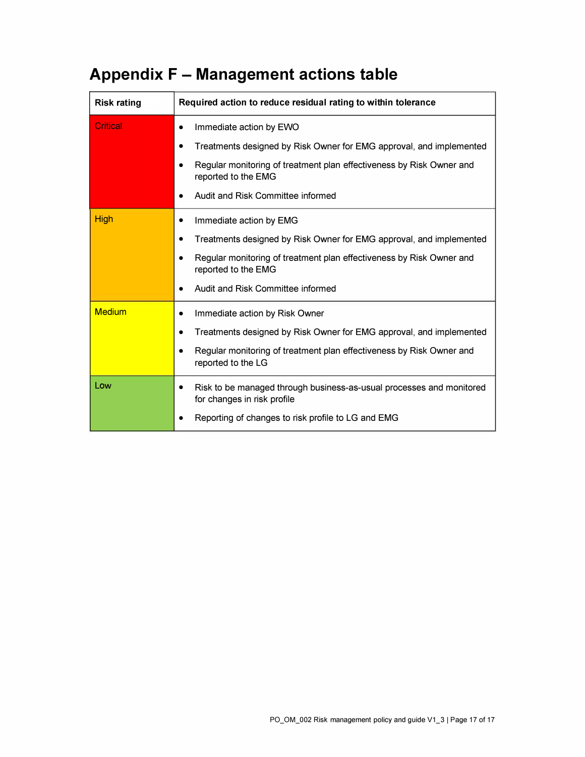# Appendix F – Management actions table

| Risk rating | Required action to reduce residual rating to within tolerance |
|---|---|
| Critical | • Immediate action by EWO<br>• Treatments designed by Risk Owner for EMG approval, and implemented<br>• Regular monitoring of treatment plan effectiveness by Risk Owner and reported to the EMG<br>• Audit and Risk Committee informed |
| High | • Immediate action by EMG<br>• Treatments designed by Risk Owner for EMG approval, and implemented<br>• Regular monitoring of treatment plan effectiveness by Risk Owner and reported to the EMG<br>• Audit and Risk Committee informed |
| Medium | • Immediate action by Risk Owner<br>• Treatments designed by Risk Owner for EMG approval, and implemented<br>• Regular monitoring of treatment plan effectiveness by Risk Owner and reported to the LG |
| Low | • Risk to be managed through business-as-usual processes and monitored for changes in risk profile<br>• Reporting of changes to risk profile to LG and EMG |